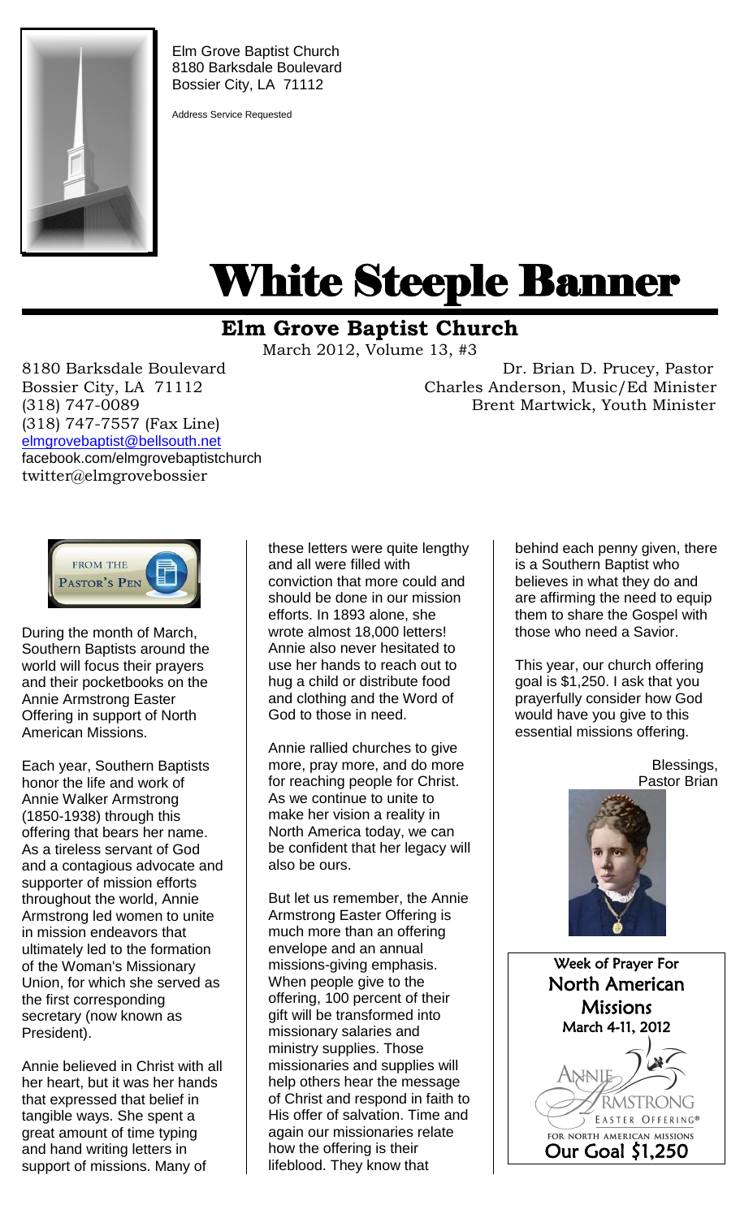Elm Grove Baptist Church
8180 Barksdale Boulevard
Bossier City, LA 71112

Address Service Requested

# White Steeple Banner

## Elm Grove Baptist Church

March 2012, Volume 13, #3

8180 Barksdale Boulevard
Bossier City, LA 71112
(318) 747-0089
(318) 747-7557 (Fax Line)
elmgrovebaptist@bellsouth.net
facebook.com/elmgrovebaptistchurch
twitter@elmgrovebossier

Dr. Brian D. Prucey, Pastor
Charles Anderson, Music/Ed Minister
Brent Martwick, Youth Minister

### FROM THE PASTOR'S PEN

During the month of March, Southern Baptists around the world will focus their prayers and their pocketbooks on the Annie Armstrong Easter Offering in support of North American Missions.

Each year, Southern Baptists honor the life and work of Annie Walker Armstrong (1850-1938) through this offering that bears her name. As a tireless servant of God and a contagious advocate and supporter of mission efforts throughout the world, Annie Armstrong led women to unite in mission endeavors that ultimately led to the formation of the Woman's Missionary Union, for which she served as the first corresponding secretary (now known as President).

Annie believed in Christ with all her heart, but it was her hands that expressed that belief in tangible ways. She spent a great amount of time typing and hand writing letters in support of missions. Many of these letters were quite lengthy and all were filled with conviction that more could and should be done in our mission efforts. In 1893 alone, she wrote almost 18,000 letters! Annie also never hesitated to use her hands to reach out to hug a child or distribute food and clothing and the Word of God to those in need.

Annie rallied churches to give more, pray more, and do more for reaching people for Christ. As we continue to unite to make her vision a reality in North America today, we can be confident that her legacy will also be ours.

But let us remember, the Annie Armstrong Easter Offering is much more than an offering envelope and an annual missions-giving emphasis. When people give to the offering, 100 percent of their gift will be transformed into missionary salaries and ministry supplies. Those missionaries and supplies will help others hear the message of Christ and respond in faith to His offer of salvation. Time and again our missionaries relate how the offering is their lifeblood. They know that behind each penny given, there is a Southern Baptist who believes in what they do and are affirming the need to equip them to share the Gospel with those who need a Savior.

This year, our church offering goal is $1,250. I ask that you prayerfully consider how God would have you give to this essential missions offering.

Blessings,
Pastor Brian

**Week of Prayer For North American Missions**
**March 4-11, 2012**

Annie Armstrong Easter Offering®
FOR NORTH AMERICAN MISSIONS

**Our Goal $1,250**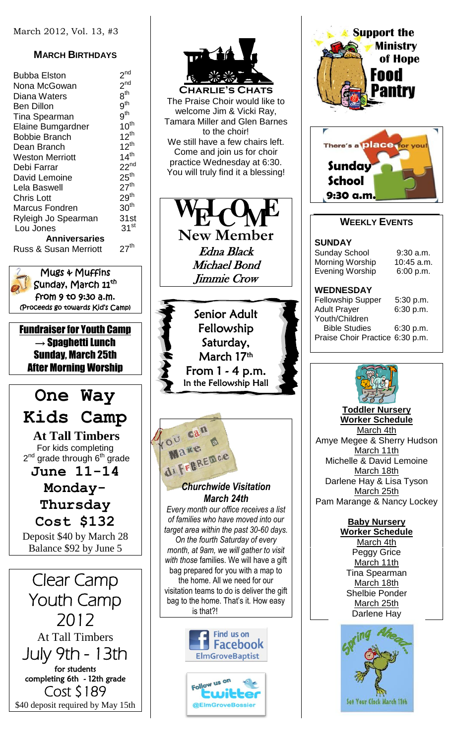March 2012, Vol. 13, #3

## March Birthdays

| | |
|---|---|
| Bubba Elston | 2nd |
| Nona McGowan | 2nd |
| Diana Waters | 8th |
| Ben Dillon | 9th |
| Tina Spearman | 9th |
| Elaine Bumgardner | 10th |
| Bobbie Branch | 12th |
| Dean Branch | 12th |
| Weston Merriott | 14th |
| Debi Farrar | 22nd |
| David Lemoine | 25th |
| Lela Baswell | 27th |
| Chris Lott | 29th |
| Marcus Fondren | 30th |
| Ryleigh Jo Spearman | 31st |
| Lou Jones | 31st |
| **Anniversaries** | |
| Russ & Susan Merriott | 27th |

Mugs & Muffins
Sunday, March 11th
from 9 to 9:30 a.m.
(Proceeds go towards Kid's Camp)

**Fundraiser for Youth Camp → Spaghetti Lunch Sunday, March 25th After Morning Worship**

## One Way Kids Camp

**At Tall Timbers**

For kids completing 2nd grade through 6th grade

**June 11-14**

**Monday-Thursday**

**Cost $132**

Deposit $40 by March 28
Balance $92 by June 5

## Clear Camp Youth Camp 2012

At Tall Timbers

July 9th - 13th

**for students completing 6th - 12th grade**

Cost $189

$40 deposit required by May 15th

## Charlie's Chats

The Praise Choir would like to welcome Jim & Vicki Ray, Tamara Miller and Glen Barnes to the choir!
We still have a few chairs left. Come and join us for choir practice Wednesday at 6:30. You will truly find it a blessing!

## WELCOME New Member

*Edna Black*
*Michael Bond*
*Jimmie Crow*

Senior Adult Fellowship
Saturday, March 17th
From 1 - 4 p.m.
In the Fellowship Hall

You can make a difference

### *Churchwide Visitation March 24th*

*Every month our office receives a list of families who have moved into our target area within the past 30-60 days. On the fourth Saturday of every month, at 9am, we will gather to visit with those families. We will have a gift bag prepared for you with a map to the home. All we need for our visitation teams to do is deliver the gift bag to the home. That's it. How easy is that?!*

Find us on Facebook
ElmGroveBaptist

Follow us on twitter
@ElmGroveBossier

Support the Ministry of Hope Food Pantry

There's a place for you!
Sunday School
9:30 a.m.

## Weekly Events

**SUNDAY**

| | |
|---|---|
| Sunday School | 9:30 a.m. |
| Morning Worship | 10:45 a.m. |
| Evening Worship | 6:00 p.m. |

**WEDNESDAY**

| | |
|---|---|
| Fellowship Supper | 5:30 p.m. |
| Adult Prayer | 6:30 p.m. |
| Youth/Children Bible Studies | 6:30 p.m. |
| Praise Choir Practice | 6:30 p.m. |

**Toddler Nursery Worker Schedule**

March 4th
Amye Megee & Sherry Hudson
March 11th
Michelle & David Lemoine
March 18th
Darlene Hay & Lisa Tyson
March 25th
Pam Marange & Nancy Lockey

**Baby Nursery Worker Schedule**

March 4th
Peggy Grice
March 11th
Tina Spearman
March 18th
Shelbie Ponder
March 25th
Darlene Hay

Spring Ahead...
Set Your Clock March 11th